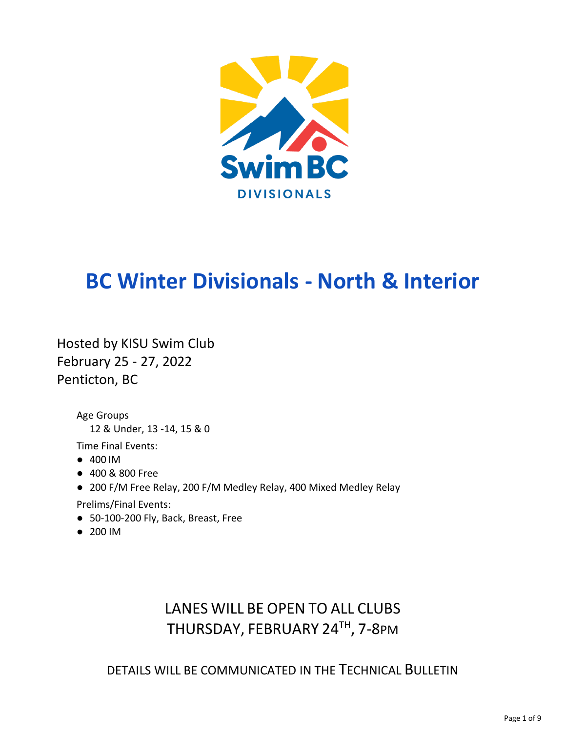SwimBC DIVISIONALS

# BC Winter Divisionals - North & Interior

Hosted by KISU Swim Club
February 25 - 27, 2022
Penticton, BC

Age Groups
12 & Under, 13 -14, 15 & 0

Time Final Events:

- 400 IM
- 400 & 800 Free
- 200 F/M Free Relay, 200 F/M Medley Relay, 400 Mixed Medley Relay

Prelims/Final Events:

- 50-100-200 Fly, Back, Breast, Free
- 200 IM

LANES WILL BE OPEN TO ALL CLUBS
THURSDAY, FEBRUARY 24TH, 7-8PM

DETAILS WILL BE COMMUNICATED IN THE TECHNICAL BULLETIN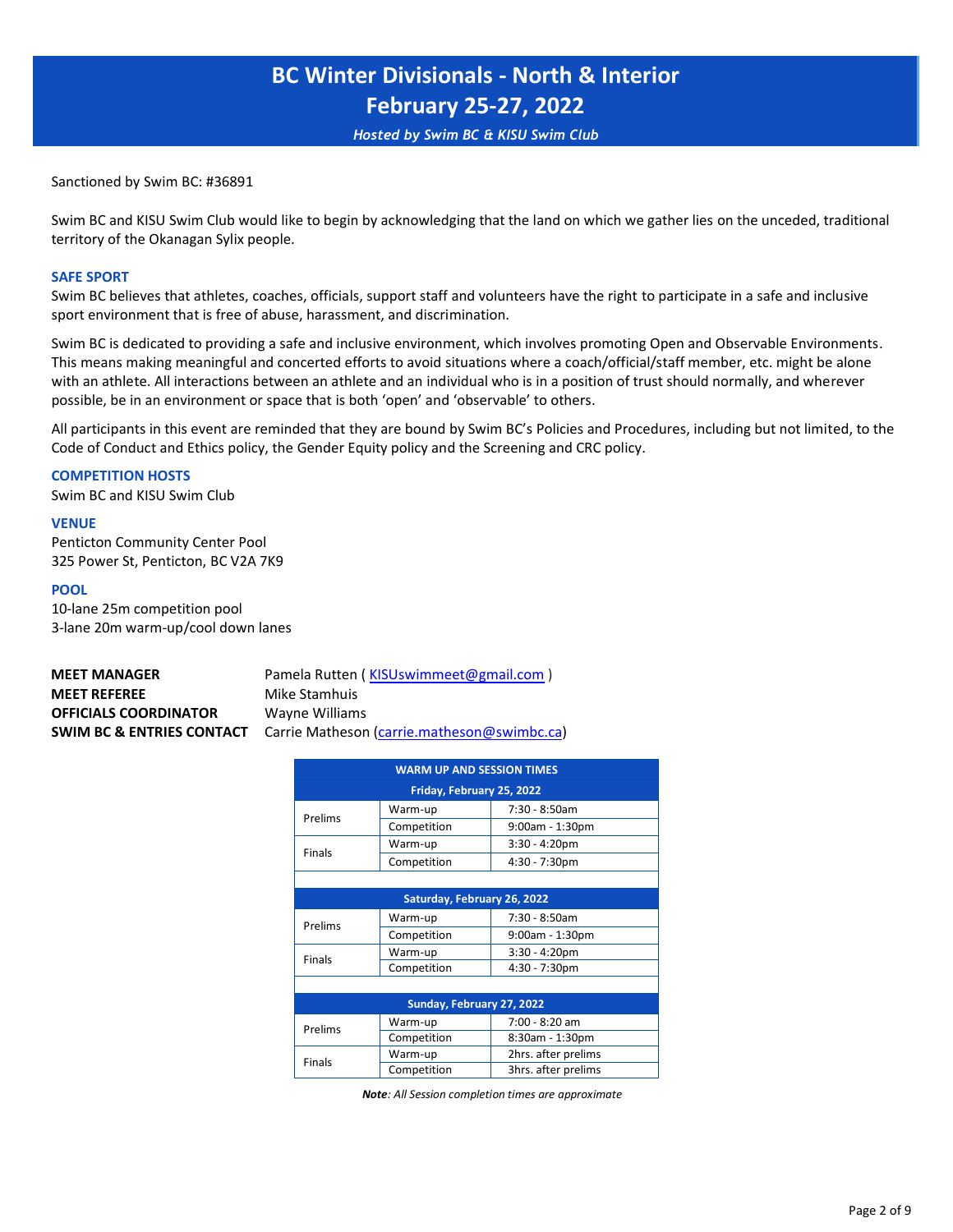# BC Winter Divisionals - North & Interior
## February 25-27, 2022
*Hosted by Swim BC & KISU Swim Club*

Sanctioned by Swim BC: #36891

Swim BC and KISU Swim Club would like to begin by acknowledging that the land on which we gather lies on the unceded, traditional territory of the Okanagan Sylix people.

### SAFE SPORT

Swim BC believes that athletes, coaches, officials, support staff and volunteers have the right to participate in a safe and inclusive sport environment that is free of abuse, harassment, and discrimination.

Swim BC is dedicated to providing a safe and inclusive environment, which involves promoting Open and Observable Environments. This means making meaningful and concerted efforts to avoid situations where a coach/official/staff member, etc. might be alone with an athlete. All interactions between an athlete and an individual who is in a position of trust should normally, and wherever possible, be in an environment or space that is both 'open' and 'observable' to others.

All participants in this event are reminded that they are bound by Swim BC's Policies and Procedures, including but not limited, to the Code of Conduct and Ethics policy, the Gender Equity policy and the Screening and CRC policy.

### COMPETITION HOSTS

Swim BC and KISU Swim Club

### VENUE

Penticton Community Center Pool
325 Power St, Penticton, BC V2A 7K9

### POOL

10-lane 25m competition pool
3-lane 20m warm-up/cool down lanes

**MEET MANAGER** Pamela Rutten ( KISUswimmeet@gmail.com )
**MEET REFEREE** Mike Stamhuis
**OFFICIALS COORDINATOR** Wayne Williams
**SWIM BC & ENTRIES CONTACT** Carrie Matheson (carrie.matheson@swimbc.ca)

| WARM UP AND SESSION TIMES | | |
|---|---|---|
| **Friday, February 25, 2022** | | |
| Prelims | Warm-up | 7:30 - 8:50am |
| | Competition | 9:00am - 1:30pm |
| Finals | Warm-up | 3:30 - 4:20pm |
| | Competition | 4:30 - 7:30pm |
| **Saturday, February 26, 2022** | | |
| Prelims | Warm-up | 7:30 - 8:50am |
| | Competition | 9:00am - 1:30pm |
| Finals | Warm-up | 3:30 - 4:20pm |
| | Competition | 4:30 - 7:30pm |
| **Sunday, February 27, 2022** | | |
| Prelims | Warm-up | 7:00 - 8:20 am |
| | Competition | 8:30am - 1:30pm |
| Finals | Warm-up | 2hrs. after prelims |
| | Competition | 3hrs. after prelims |

***Note**: All Session completion times are approximate*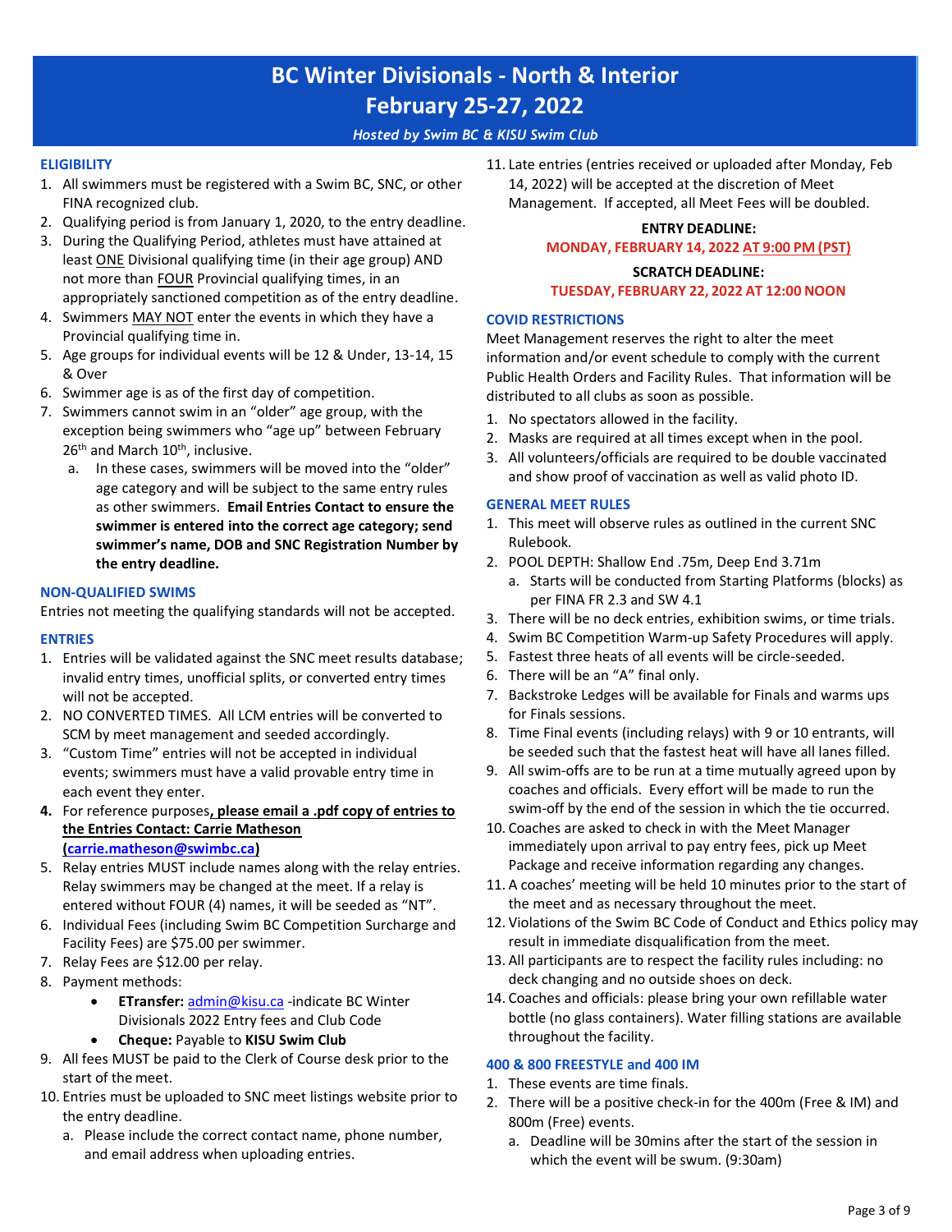# BC Winter Divisionals - North & Interior

## February 25-27, 2022

*Hosted by Swim BC & KISU Swim Club*

### ELIGIBILITY

1. All swimmers must be registered with a Swim BC, SNC, or other FINA recognized club.
2. Qualifying period is from January 1, 2020, to the entry deadline.
3. During the Qualifying Period, athletes must have attained at least ONE Divisional qualifying time (in their age group) AND not more than FOUR Provincial qualifying times, in an appropriately sanctioned competition as of the entry deadline.
4. Swimmers MAY NOT enter the events in which they have a Provincial qualifying time in.
5. Age groups for individual events will be 12 & Under, 13-14, 15 & Over
6. Swimmer age is as of the first day of competition.
7. Swimmers cannot swim in an "older" age group, with the exception being swimmers who "age up" between February 26th and March 10th, inclusive.
   a. In these cases, swimmers will be moved into the "older" age category and will be subject to the same entry rules as other swimmers. **Email Entries Contact to ensure the swimmer is entered into the correct age category; send swimmer's name, DOB and SNC Registration Number by the entry deadline.**

### NON-QUALIFIED SWIMS

Entries not meeting the qualifying standards will not be accepted.

### ENTRIES

1. Entries will be validated against the SNC meet results database; invalid entry times, unofficial splits, or converted entry times will not be accepted.
2. NO CONVERTED TIMES. All LCM entries will be converted to SCM by meet management and seeded accordingly.
3. "Custom Time" entries will not be accepted in individual events; swimmers must have a valid provable entry time in each event they enter.
4. For reference purposes**, please email a .pdf copy of entries to the Entries Contact: Carrie Matheson (carrie.matheson@swimbc.ca)**
5. Relay entries MUST include names along with the relay entries. Relay swimmers may be changed at the meet. If a relay is entered without FOUR (4) names, it will be seeded as "NT".
6. Individual Fees (including Swim BC Competition Surcharge and Facility Fees) are $75.00 per swimmer.
7. Relay Fees are $12.00 per relay.
8. Payment methods:
   - **ETransfer:** admin@kisu.ca -indicate BC Winter Divisionals 2022 Entry fees and Club Code
   - **Cheque:** Payable to **KISU Swim Club**
9. All fees MUST be paid to the Clerk of Course desk prior to the start of the meet.
10. Entries must be uploaded to SNC meet listings website prior to the entry deadline.
    a. Please include the correct contact name, phone number, and email address when uploading entries.
11. Late entries (entries received or uploaded after Monday, Feb 14, 2022) will be accepted at the discretion of Meet Management. If accepted, all Meet Fees will be doubled.

**ENTRY DEADLINE:**

**MONDAY, FEBRUARY 14, 2022 AT 9:00 PM (PST)**

**SCRATCH DEADLINE:**

**TUESDAY, FEBRUARY 22, 2022 AT 12:00 NOON**

### COVID RESTRICTIONS

Meet Management reserves the right to alter the meet information and/or event schedule to comply with the current Public Health Orders and Facility Rules. That information will be distributed to all clubs as soon as possible.

1. No spectators allowed in the facility.
2. Masks are required at all times except when in the pool.
3. All volunteers/officials are required to be double vaccinated and show proof of vaccination as well as valid photo ID.

### GENERAL MEET RULES

1. This meet will observe rules as outlined in the current SNC Rulebook.
2. POOL DEPTH: Shallow End .75m, Deep End 3.71m
   a. Starts will be conducted from Starting Platforms (blocks) as per FINA FR 2.3 and SW 4.1
3. There will be no deck entries, exhibition swims, or time trials.
4. Swim BC Competition Warm-up Safety Procedures will apply.
5. Fastest three heats of all events will be circle-seeded.
6. There will be an "A" final only.
7. Backstroke Ledges will be available for Finals and warms ups for Finals sessions.
8. Time Final events (including relays) with 9 or 10 entrants, will be seeded such that the fastest heat will have all lanes filled.
9. All swim-offs are to be run at a time mutually agreed upon by coaches and officials. Every effort will be made to run the swim-off by the end of the session in which the tie occurred.
10. Coaches are asked to check in with the Meet Manager immediately upon arrival to pay entry fees, pick up Meet Package and receive information regarding any changes.
11. A coaches' meeting will be held 10 minutes prior to the start of the meet and as necessary throughout the meet.
12. Violations of the Swim BC Code of Conduct and Ethics policy may result in immediate disqualification from the meet.
13. All participants are to respect the facility rules including: no deck changing and no outside shoes on deck.
14. Coaches and officials: please bring your own refillable water bottle (no glass containers). Water filling stations are available throughout the facility.

### 400 & 800 FREESTYLE and 400 IM

1. These events are time finals.
2. There will be a positive check-in for the 400m (Free & IM) and 800m (Free) events.
   a. Deadline will be 30mins after the start of the session in which the event will be swum. (9:30am)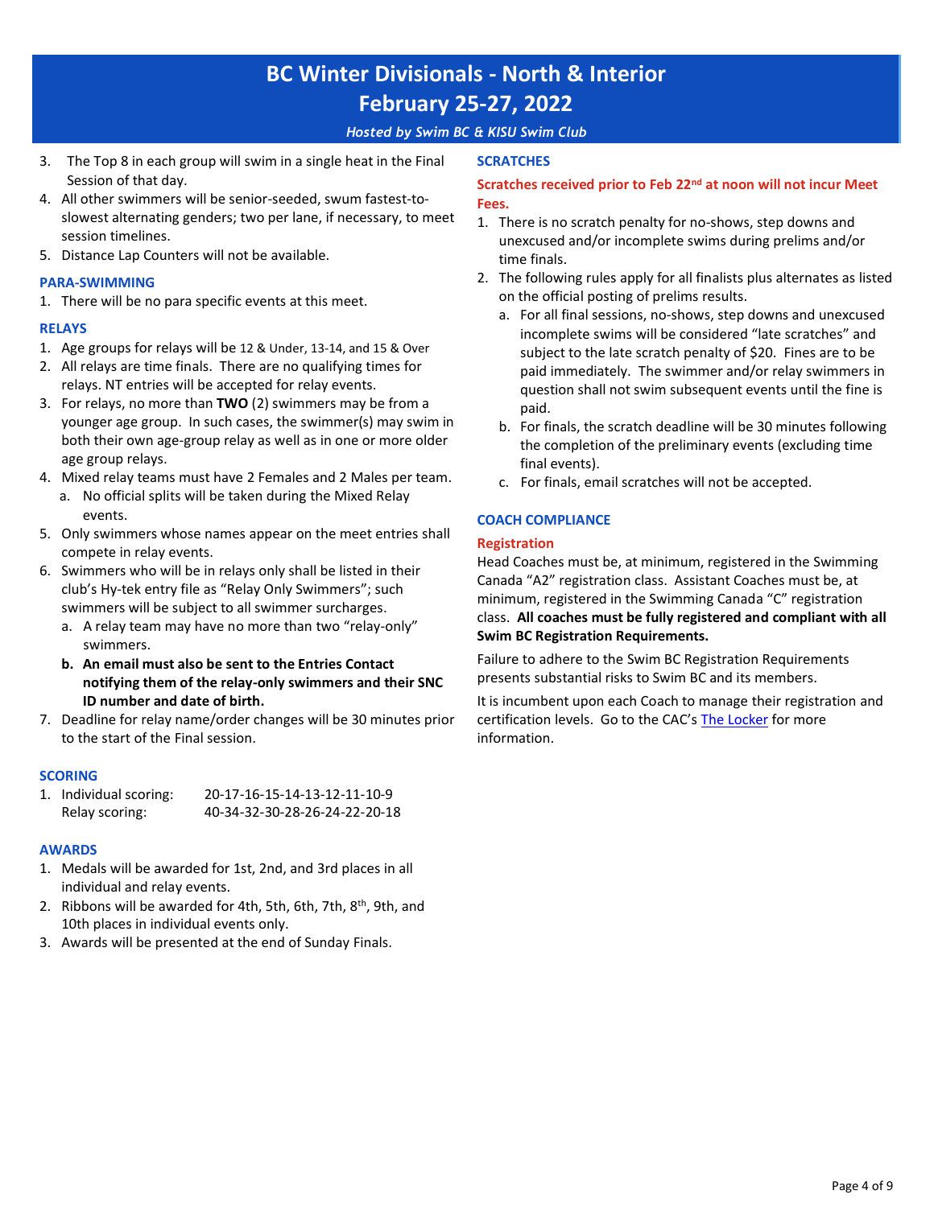3. The Top 8 in each group will swim in a single heat in the Final Session of that day.
4. All other swimmers will be senior-seeded, swum fastest-to-slowest alternating genders; two per lane, if necessary, to meet session timelines.
5. Distance Lap Counters will not be available.

### PARA-SWIMMING

1. There will be no para specific events at this meet.

### RELAYS

1. Age groups for relays will be 12 & Under, 13-14, and 15 & Over
2. All relays are time finals. There are no qualifying times for relays. NT entries will be accepted for relay events.
3. For relays, no more than **TWO** (2) swimmers may be from a younger age group. In such cases, the swimmer(s) may swim in both their own age-group relay as well as in one or more older age group relays.
4. Mixed relay teams must have 2 Females and 2 Males per team.
   a. No official splits will be taken during the Mixed Relay events.
5. Only swimmers whose names appear on the meet entries shall compete in relay events.
6. Swimmers who will be in relays only shall be listed in their club's Hy-tek entry file as "Relay Only Swimmers"; such swimmers will be subject to all swimmer surcharges.
   a. A relay team may have no more than two "relay-only" swimmers.
   b. **An email must also be sent to the Entries Contact notifying them of the relay-only swimmers and their SNC ID number and date of birth.**
7. Deadline for relay name/order changes will be 30 minutes prior to the start of the Final session.

### SCORING

1. Individual scoring: 20-17-16-15-14-13-12-11-10-9
   Relay scoring: 40-34-32-30-28-26-24-22-20-18

### AWARDS

1. Medals will be awarded for 1st, 2nd, and 3rd places in all individual and relay events.
2. Ribbons will be awarded for 4th, 5th, 6th, 7th, 8th, 9th, and 10th places in individual events only.
3. Awards will be presented at the end of Sunday Finals.

### SCRATCHES

**Scratches received prior to Feb 22nd at noon will not incur Meet Fees.**

1. There is no scratch penalty for no-shows, step downs and unexcused and/or incomplete swims during prelims and/or time finals.
2. The following rules apply for all finalists plus alternates as listed on the official posting of prelims results.
   a. For all final sessions, no-shows, step downs and unexcused incomplete swims will be considered "late scratches" and subject to the late scratch penalty of $20. Fines are to be paid immediately. The swimmer and/or relay swimmers in question shall not swim subsequent events until the fine is paid.
   b. For finals, the scratch deadline will be 30 minutes following the completion of the preliminary events (excluding time final events).
   c. For finals, email scratches will not be accepted.

### COACH COMPLIANCE

#### Registration

Head Coaches must be, at minimum, registered in the Swimming Canada "A2" registration class. Assistant Coaches must be, at minimum, registered in the Swimming Canada "C" registration class. **All coaches must be fully registered and compliant with all Swim BC Registration Requirements.**

Failure to adhere to the Swim BC Registration Requirements presents substantial risks to Swim BC and its members.

It is incumbent upon each Coach to manage their registration and certification levels. Go to the CAC's The Locker for more information.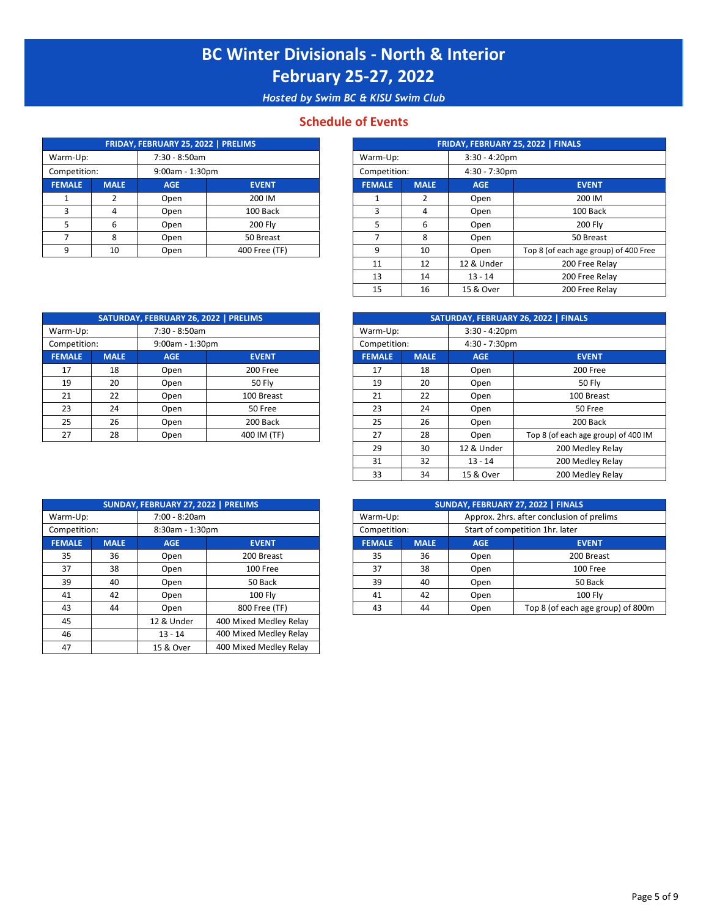# BC Winter Divisionals - North & Interior

# February 25-27, 2022

*Hosted by Swim BC & KISU Swim Club*

## Schedule of Events

| FRIDAY, FEBRUARY 25, 2022 \| PRELIMS | | | |
|---|---|---|---|
| Warm-Up: | 7:30 - 8:50am | | |
| Competition: | 9:00am - 1:30pm | | |
| **FEMALE** | **MALE** | **AGE** | **EVENT** |
| 1 | 2 | Open | 200 IM |
| 3 | 4 | Open | 100 Back |
| 5 | 6 | Open | 200 Fly |
| 7 | 8 | Open | 50 Breast |
| 9 | 10 | Open | 400 Free (TF) |

| FRIDAY, FEBRUARY 25, 2022 \| FINALS | | | |
|---|---|---|---|
| Warm-Up: | 3:30 - 4:20pm | | |
| Competition: | 4:30 - 7:30pm | | |
| **FEMALE** | **MALE** | **AGE** | **EVENT** |
| 1 | 2 | Open | 200 IM |
| 3 | 4 | Open | 100 Back |
| 5 | 6 | Open | 200 Fly |
| 7 | 8 | Open | 50 Breast |
| 9 | 10 | Open | Top 8 (of each age group) of 400 Free |
| 11 | 12 | 12 & Under | 200 Free Relay |
| 13 | 14 | 13 - 14 | 200 Free Relay |
| 15 | 16 | 15 & Over | 200 Free Relay |

| SATURDAY, FEBRUARY 26, 2022 \| PRELIMS | | | |
|---|---|---|---|
| Warm-Up: | 7:30 - 8:50am | | |
| Competition: | 9:00am - 1:30pm | | |
| **FEMALE** | **MALE** | **AGE** | **EVENT** |
| 17 | 18 | Open | 200 Free |
| 19 | 20 | Open | 50 Fly |
| 21 | 22 | Open | 100 Breast |
| 23 | 24 | Open | 50 Free |
| 25 | 26 | Open | 200 Back |
| 27 | 28 | Open | 400 IM (TF) |

| SATURDAY, FEBRUARY 26, 2022 \| FINALS | | | |
|---|---|---|---|
| Warm-Up: | 3:30 - 4:20pm | | |
| Competition: | 4:30 - 7:30pm | | |
| **FEMALE** | **MALE** | **AGE** | **EVENT** |
| 17 | 18 | Open | 200 Free |
| 19 | 20 | Open | 50 Fly |
| 21 | 22 | Open | 100 Breast |
| 23 | 24 | Open | 50 Free |
| 25 | 26 | Open | 200 Back |
| 27 | 28 | Open | Top 8 (of each age group) of 400 IM |
| 29 | 30 | 12 & Under | 200 Medley Relay |
| 31 | 32 | 13 - 14 | 200 Medley Relay |
| 33 | 34 | 15 & Over | 200 Medley Relay |

| SUNDAY, FEBRUARY 27, 2022 \| PRELIMS | | | |
|---|---|---|---|
| Warm-Up: | 7:00 - 8:20am | | |
| Competition: | 8:30am - 1:30pm | | |
| **FEMALE** | **MALE** | **AGE** | **EVENT** |
| 35 | 36 | Open | 200 Breast |
| 37 | 38 | Open | 100 Free |
| 39 | 40 | Open | 50 Back |
| 41 | 42 | Open | 100 Fly |
| 43 | 44 | Open | 800 Free (TF) |
| 45 | | 12 & Under | 400 Mixed Medley Relay |
| 46 | | 13 - 14 | 400 Mixed Medley Relay |
| 47 | | 15 & Over | 400 Mixed Medley Relay |

| SUNDAY, FEBRUARY 27, 2022 \| FINALS | | | |
|---|---|---|---|
| Warm-Up: | Approx. 2hrs. after conclusion of prelims | | |
| Competition: | Start of competition 1hr. later | | |
| **FEMALE** | **MALE** | **AGE** | **EVENT** |
| 35 | 36 | Open | 200 Breast |
| 37 | 38 | Open | 100 Free |
| 39 | 40 | Open | 50 Back |
| 41 | 42 | Open | 100 Fly |
| 43 | 44 | Open | Top 8 (of each age group) of 800m |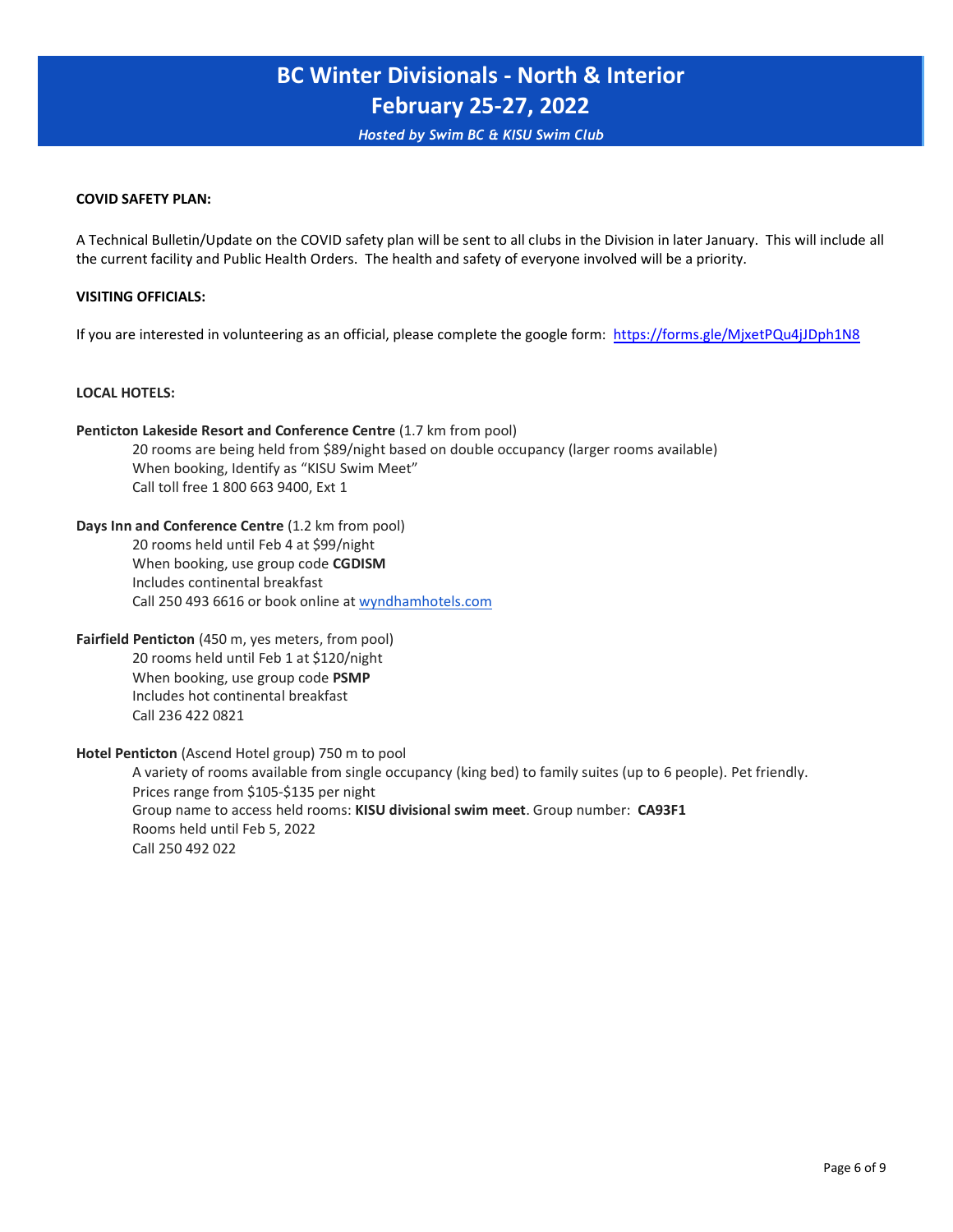# BC Winter Divisionals - North & Interior
# February 25-27, 2022

*Hosted by Swim BC & KISU Swim Club*

**COVID SAFETY PLAN:**

A Technical Bulletin/Update on the COVID safety plan will be sent to all clubs in the Division in later January. This will include all the current facility and Public Health Orders. The health and safety of everyone involved will be a priority.

**VISITING OFFICIALS:**

If you are interested in volunteering as an official, please complete the google form: https://forms.gle/MjxetPQu4jJDph1N8

**LOCAL HOTELS:**

**Penticton Lakeside Resort and Conference Centre** (1.7 km from pool)

20 rooms are being held from $89/night based on double occupancy (larger rooms available)
When booking, Identify as "KISU Swim Meet"
Call toll free 1 800 663 9400, Ext 1

**Days Inn and Conference Centre** (1.2 km from pool)

20 rooms held until Feb 4 at $99/night
When booking, use group code **CGDISM**
Includes continental breakfast
Call 250 493 6616 or book online at wyndhamhotels.com

**Fairfield Penticton** (450 m, yes meters, from pool)

20 rooms held until Feb 1 at $120/night
When booking, use group code **PSMP**
Includes hot continental breakfast
Call 236 422 0821

**Hotel Penticton** (Ascend Hotel group) 750 m to pool

A variety of rooms available from single occupancy (king bed) to family suites (up to 6 people). Pet friendly.
Prices range from $105-$135 per night
Group name to access held rooms: **KISU divisional swim meet**. Group number: **CA93F1**
Rooms held until Feb 5, 2022
Call 250 492 022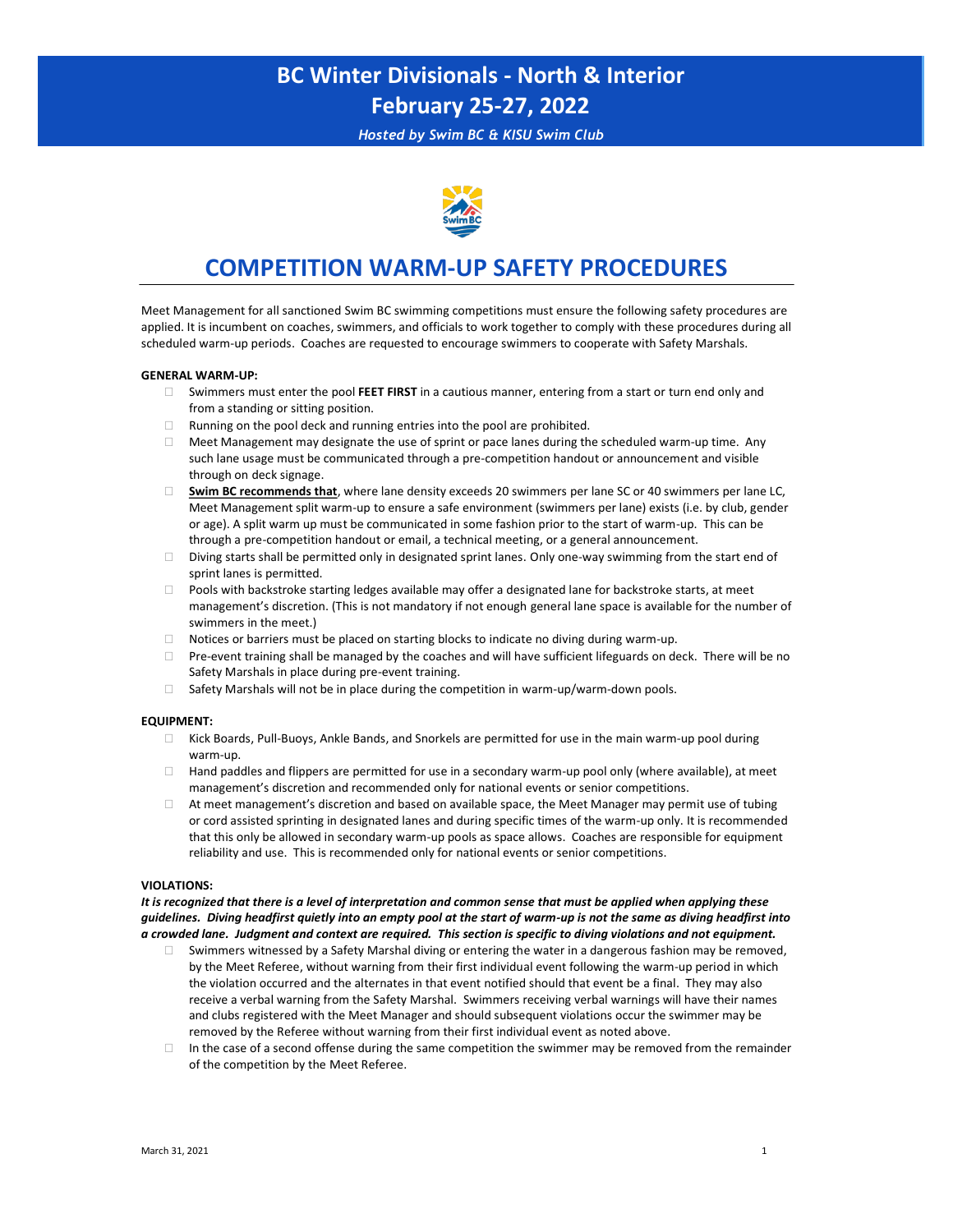# BC Winter Divisionals - North & Interior
# February 25-27, 2022

*Hosted by Swim BC & KISU Swim Club*

## COMPETITION WARM-UP SAFETY PROCEDURES

Meet Management for all sanctioned Swim BC swimming competitions must ensure the following safety procedures are applied. It is incumbent on coaches, swimmers, and officials to work together to comply with these procedures during all scheduled warm-up periods. Coaches are requested to encourage swimmers to cooperate with Safety Marshals.

**GENERAL WARM-UP:**

- Swimmers must enter the pool **FEET FIRST** in a cautious manner, entering from a start or turn end only and from a standing or sitting position.
- Running on the pool deck and running entries into the pool are prohibited.
- Meet Management may designate the use of sprint or pace lanes during the scheduled warm-up time. Any such lane usage must be communicated through a pre-competition handout or announcement and visible through on deck signage.
- **Swim BC recommends that**, where lane density exceeds 20 swimmers per lane SC or 40 swimmers per lane LC, Meet Management split warm-up to ensure a safe environment (swimmers per lane) exists (i.e. by club, gender or age). A split warm up must be communicated in some fashion prior to the start of warm-up. This can be through a pre-competition handout or email, a technical meeting, or a general announcement.
- Diving starts shall be permitted only in designated sprint lanes. Only one-way swimming from the start end of sprint lanes is permitted.
- Pools with backstroke starting ledges available may offer a designated lane for backstroke starts, at meet management's discretion. (This is not mandatory if not enough general lane space is available for the number of swimmers in the meet.)
- Notices or barriers must be placed on starting blocks to indicate no diving during warm-up.
- Pre-event training shall be managed by the coaches and will have sufficient lifeguards on deck. There will be no Safety Marshals in place during pre-event training.
- Safety Marshals will not be in place during the competition in warm-up/warm-down pools.

**EQUIPMENT:**

- Kick Boards, Pull-Buoys, Ankle Bands, and Snorkels are permitted for use in the main warm-up pool during warm-up.
- Hand paddles and flippers are permitted for use in a secondary warm-up pool only (where available), at meet management's discretion and recommended only for national events or senior competitions.
- At meet management's discretion and based on available space, the Meet Manager may permit use of tubing or cord assisted sprinting in designated lanes and during specific times of the warm-up only. It is recommended that this only be allowed in secondary warm-up pools as space allows. Coaches are responsible for equipment reliability and use. This is recommended only for national events or senior competitions.

**VIOLATIONS:**

***It is recognized that there is a level of interpretation and common sense that must be applied when applying these guidelines. Diving headfirst quietly into an empty pool at the start of warm-up is not the same as diving headfirst into a crowded lane. Judgment and context are required. This section is specific to diving violations and not equipment.***

- Swimmers witnessed by a Safety Marshal diving or entering the water in a dangerous fashion may be removed, by the Meet Referee, without warning from their first individual event following the warm-up period in which the violation occurred and the alternates in that event notified should that event be a final. They may also receive a verbal warning from the Safety Marshal. Swimmers receiving verbal warnings will have their names and clubs registered with the Meet Manager and should subsequent violations occur the swimmer may be removed by the Referee without warning from their first individual event as noted above.
- In the case of a second offense during the same competition the swimmer may be removed from the remainder of the competition by the Meet Referee.

March 31, 2021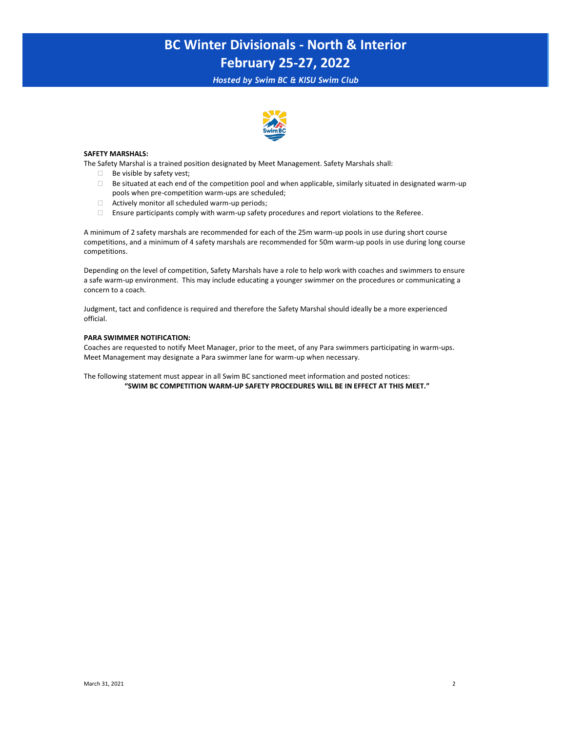# BC Winter Divisionals - North & Interior
# February 25-27, 2022

*Hosted by Swim BC & KISU Swim Club*

**SAFETY MARSHALS:**

The Safety Marshal is a trained position designated by Meet Management. Safety Marshals shall:

- Be visible by safety vest;
- Be situated at each end of the competition pool and when applicable, similarly situated in designated warm-up pools when pre-competition warm-ups are scheduled;
- Actively monitor all scheduled warm-up periods;
- Ensure participants comply with warm-up safety procedures and report violations to the Referee.

A minimum of 2 safety marshals are recommended for each of the 25m warm-up pools in use during short course competitions, and a minimum of 4 safety marshals are recommended for 50m warm-up pools in use during long course competitions.

Depending on the level of competition, Safety Marshals have a role to help work with coaches and swimmers to ensure a safe warm-up environment. This may include educating a younger swimmer on the procedures or communicating a concern to a coach.

Judgment, tact and confidence is required and therefore the Safety Marshal should ideally be a more experienced official.

**PARA SWIMMER NOTIFICATION:**

Coaches are requested to notify Meet Manager, prior to the meet, of any Para swimmers participating in warm-ups. Meet Management may designate a Para swimmer lane for warm-up when necessary.

The following statement must appear in all Swim BC sanctioned meet information and posted notices:

**"SWIM BC COMPETITION WARM-UP SAFETY PROCEDURES WILL BE IN EFFECT AT THIS MEET."**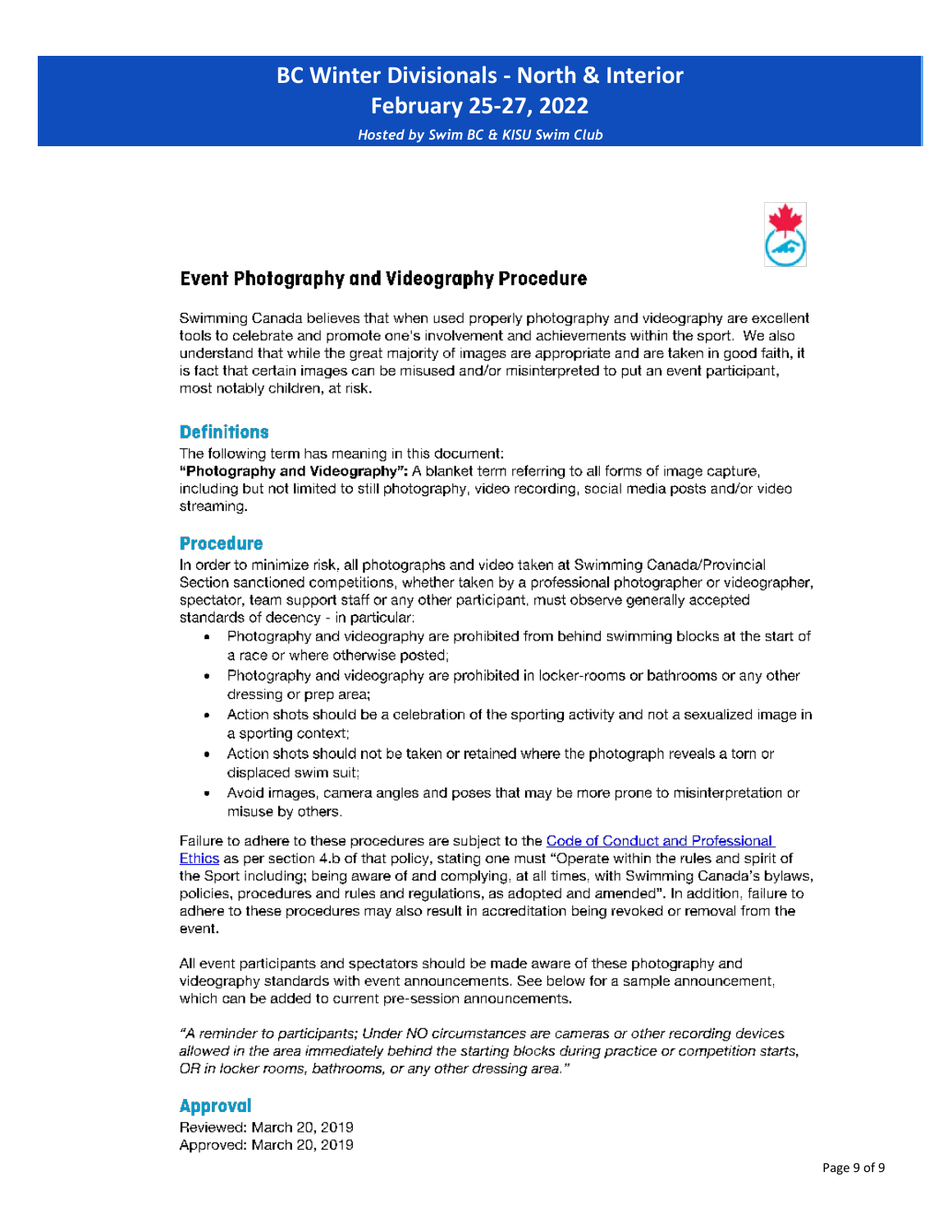# Event Photography and Videography Procedure

Swimming Canada believes that when used properly photography and videography are excellent tools to celebrate and promote one's involvement and achievements within the sport. We also understand that while the great majority of images are appropriate and are taken in good faith, it is fact that certain images can be misused and/or misinterpreted to put an event participant, most notably children, at risk.

## Definitions

The following term has meaning in this document:

**"Photography and Videography":** A blanket term referring to all forms of image capture, including but not limited to still photography, video recording, social media posts and/or video streaming.

## Procedure

In order to minimize risk, all photographs and video taken at Swimming Canada/Provincial Section sanctioned competitions, whether taken by a professional photographer or videographer, spectator, team support staff or any other participant, must observe generally accepted standards of decency - in particular:

- Photography and videography are prohibited from behind swimming blocks at the start of a race or where otherwise posted;
- Photography and videography are prohibited in locker-rooms or bathrooms or any other dressing or prep area;
- Action shots should be a celebration of the sporting activity and not a sexualized image in a sporting context;
- Action shots should not be taken or retained where the photograph reveals a torn or displaced swim suit;
- Avoid images, camera angles and poses that may be more prone to misinterpretation or misuse by others.

Failure to adhere to these procedures are subject to the Code of Conduct and Professional Ethics as per section 4.b of that policy, stating one must "Operate within the rules and spirit of the Sport including; being aware of and complying, at all times, with Swimming Canada's bylaws, policies, procedures and rules and regulations, as adopted and amended". In addition, failure to adhere to these procedures may also result in accreditation being revoked or removal from the event.

All event participants and spectators should be made aware of these photography and videography standards with event announcements. See below for a sample announcement, which can be added to current pre-session announcements.

*"A reminder to participants; Under NO circumstances are cameras or other recording devices allowed in the area immediately behind the starting blocks during practice or competition starts, OR in locker rooms, bathrooms, or any other dressing area."*

## Approval

Reviewed: March 20, 2019
Approved: March 20, 2019